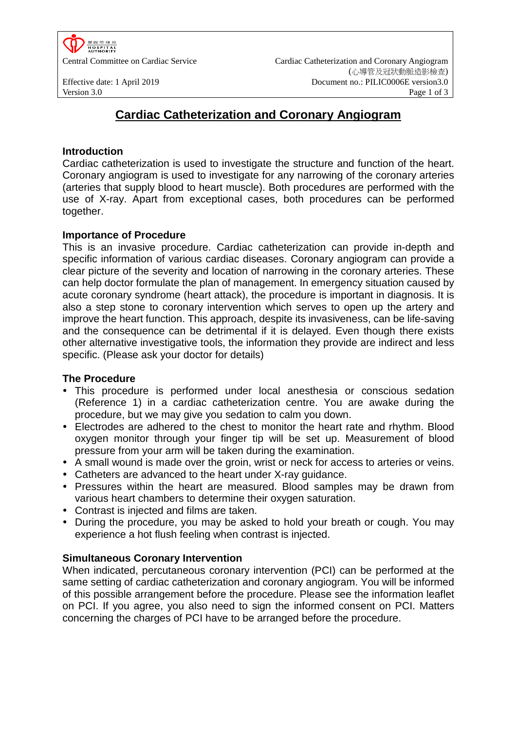# Cardiac Catheterization and Coronary Angiogram

## Introduction

Cardiac catheterization is used to investigate the structure and function of the heart. Coronary angiogram is used to investigate for any narrowing of the coronary arteries (arteries that supply blood to heart muscle). Both procedures are performed with the use of X-ray. Apart from exceptional cases, both procedures can be performed together.

## Importance of Procedure

This is an invasive procedure. Cardiac catheterization can provide in-depth and specific information of various cardiac diseases. Coronary angiogram can provide a clear picture of the severity and location of narrowing in the coronary arteries. These can help doctor formulate the plan of management. In emergency situation caused by acute coronary syndrome (heart attack), the procedure is important in diagnosis. It is also a step stone to coronary intervention which serves to open up the artery and improve the heart function. This approach, despite its invasiveness, can be life-saving and the consequence can be detrimental if it is delayed. Even though there exists other alternative investigative tools, the information they provide are indirect and less specific. (Please ask your doctor for details)

## The Procedure

- This procedure is performed under local anesthesia or conscious sedation (Reference 1) in a cardiac catheterization centre. You are awake during the procedure, but we may give you sedation to calm you down.
- Electrodes are adhered to the chest to monitor the heart rate and rhythm. Blood oxygen monitor through your finger tip will be set up. Measurement of blood pressure from your arm will be taken during the examination.
- A small wound is made over the groin, wrist or neck for access to arteries or veins.
- Catheters are advanced to the heart under X-ray guidance.
- Pressures within the heart are measured. Blood samples may be drawn from various heart chambers to determine their oxygen saturation.
- Contrast is injected and films are taken.
- During the procedure, you may be asked to hold your breath or cough. You may experience a hot flush feeling when contrast is injected.

## Simultaneous Coronary Intervention

When indicated, percutaneous coronary intervention (PCI) can be performed at the same setting of cardiac catheterization and coronary angiogram. You will be informed of this possible arrangement before the procedure. Please see the information leaflet on PCI. If you agree, you also need to sign the informed consent on PCI. Matters concerning the charges of PCI have to be arranged before the procedure.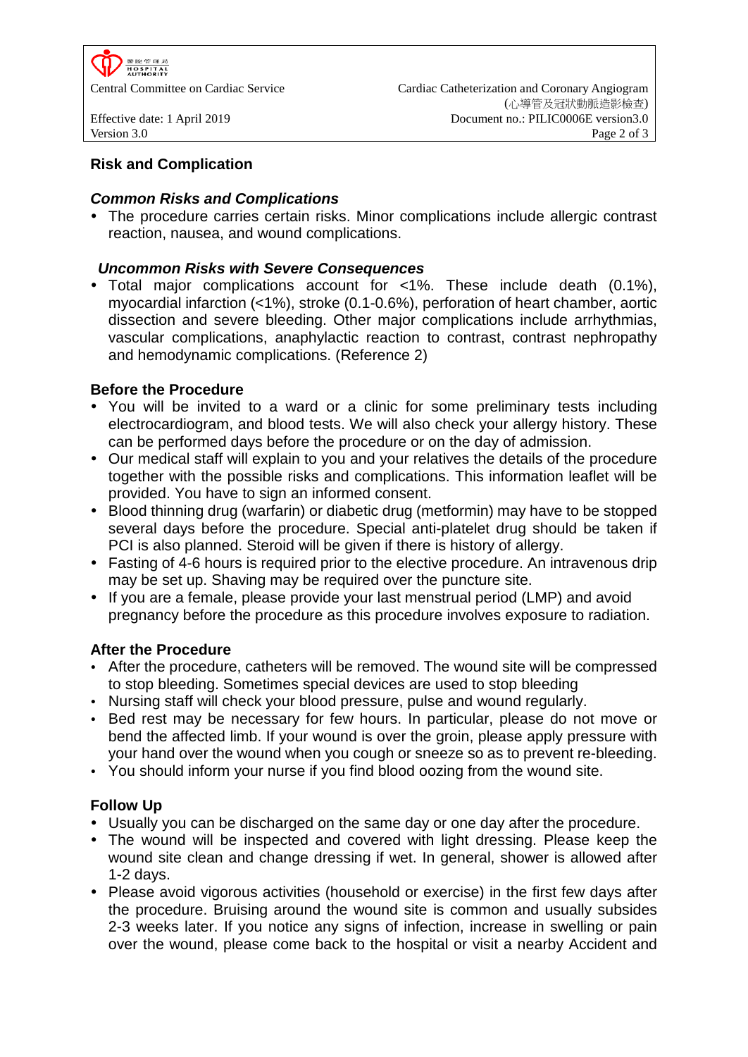## Risk and Complication

### *Common Risks and Complications*

- The procedure carries certain risks. Minor complications include allergic contrast reaction, nausea, and wound complications.

### *Uncommon Risks with Severe Consequences*

- Total major complications account for <1%. These include death (0.1%), myocardial infarction (<1%), stroke (0.1-0.6%), perforation of heart chamber, aortic dissection and severe bleeding. Other major complications include arrhythmias, vascular complications, anaphylactic reaction to contrast, contrast nephropathy and hemodynamic complications. (Reference 2)

## Before the Procedure

- You will be invited to a ward or a clinic for some preliminary tests including electrocardiogram, and blood tests. We will also check your allergy history. These can be performed days before the procedure or on the day of admission.
- Our medical staff will explain to you and your relatives the details of the procedure together with the possible risks and complications. This information leaflet will be provided. You have to sign an informed consent.
- Blood thinning drug (warfarin) or diabetic drug (metformin) may have to be stopped several days before the procedure. Special anti-platelet drug should be taken if PCI is also planned. Steroid will be given if there is history of allergy.
- Fasting of 4-6 hours is required prior to the elective procedure. An intravenous drip may be set up. Shaving may be required over the puncture site.
- If you are a female, please provide your last menstrual period (LMP) and avoid pregnancy before the procedure as this procedure involves exposure to radiation.

## After the Procedure

- After the procedure, catheters will be removed. The wound site will be compressed to stop bleeding. Sometimes special devices are used to stop bleeding
- Nursing staff will check your blood pressure, pulse and wound regularly.
- Bed rest may be necessary for few hours. In particular, please do not move or bend the affected limb. If your wound is over the groin, please apply pressure with your hand over the wound when you cough or sneeze so as to prevent re-bleeding.
- You should inform your nurse if you find blood oozing from the wound site.

## Follow Up

- Usually you can be discharged on the same day or one day after the procedure.
- The wound will be inspected and covered with light dressing. Please keep the wound site clean and change dressing if wet. In general, shower is allowed after 1-2 days.
- Please avoid vigorous activities (household or exercise) in the first few days after the procedure. Bruising around the wound site is common and usually subsides 2-3 weeks later. If you notice any signs of infection, increase in swelling or pain over the wound, please come back to the hospital or visit a nearby Accident and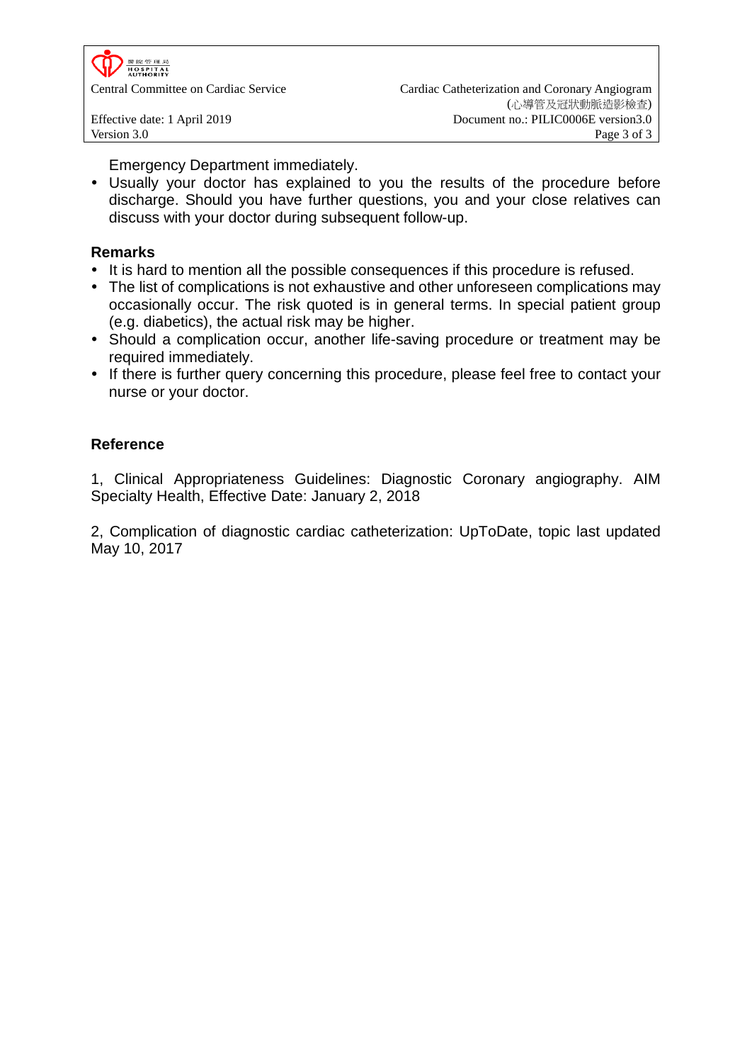Emergency Department immediately.

- Usually your doctor has explained to you the results of the procedure before discharge. Should you have further questions, you and your close relatives can discuss with your doctor during subsequent follow-up.

**Remarks**

- It is hard to mention all the possible consequences if this procedure is refused.
- The list of complications is not exhaustive and other unforeseen complications may occasionally occur. The risk quoted is in general terms. In special patient group (e.g. diabetics), the actual risk may be higher.
- Should a complication occur, another life-saving procedure or treatment may be required immediately.
- If there is further query concerning this procedure, please feel free to contact your nurse or your doctor.

**Reference**

1, Clinical Appropriateness Guidelines: Diagnostic Coronary angiography. AIM Specialty Health, Effective Date: January 2, 2018

2, Complication of diagnostic cardiac catheterization: UpToDate, topic last updated May 10, 2017